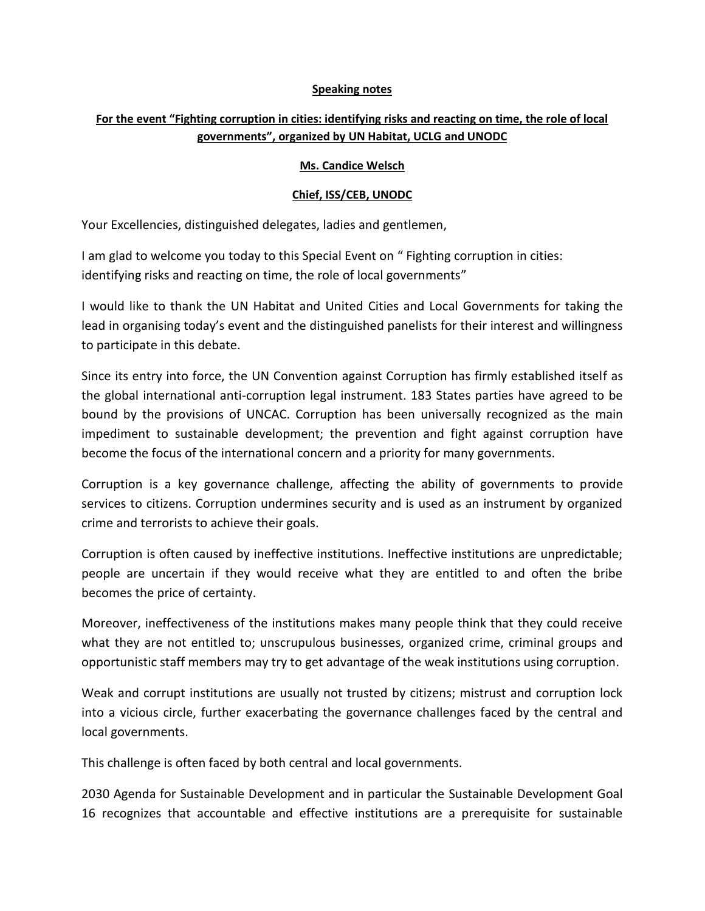**Speaking notes**

**For the event "Fighting corruption in cities: identifying risks and reacting on time, the role of local governments", organized by UN Habitat, UCLG and UNODC**

**Ms. Candice Welsch**

**Chief, ISS/CEB, UNODC**

Your Excellencies, distinguished delegates, ladies and gentlemen,

I am glad to welcome you today to this Special Event on " Fighting corruption in cities: identifying risks and reacting on time, the role of local governments"

I would like to thank the UN Habitat and United Cities and Local Governments for taking the lead in organising today's event and the distinguished panelists for their interest and willingness to participate in this debate.

Since its entry into force, the UN Convention against Corruption has firmly established itself as the global international anti-corruption legal instrument. 183 States parties have agreed to be bound by the provisions of UNCAC. Corruption has been universally recognized as the main impediment to sustainable development; the prevention and fight against corruption have become the focus of the international concern and a priority for many governments.

Corruption is a key governance challenge, affecting the ability of governments to provide services to citizens. Corruption undermines security and is used as an instrument by organized crime and terrorists to achieve their goals.

Corruption is often caused by ineffective institutions. Ineffective institutions are unpredictable; people are uncertain if they would receive what they are entitled to and often the bribe becomes the price of certainty.

Moreover, ineffectiveness of the institutions makes many people think that they could receive what they are not entitled to; unscrupulous businesses, organized crime, criminal groups and opportunistic staff members may try to get advantage of the weak institutions using corruption.

Weak and corrupt institutions are usually not trusted by citizens; mistrust and corruption lock into a vicious circle, further exacerbating the governance challenges faced by the central and local governments.

This challenge is often faced by both central and local governments.

2030 Agenda for Sustainable Development and in particular the Sustainable Development Goal 16 recognizes that accountable and effective institutions are a prerequisite for sustainable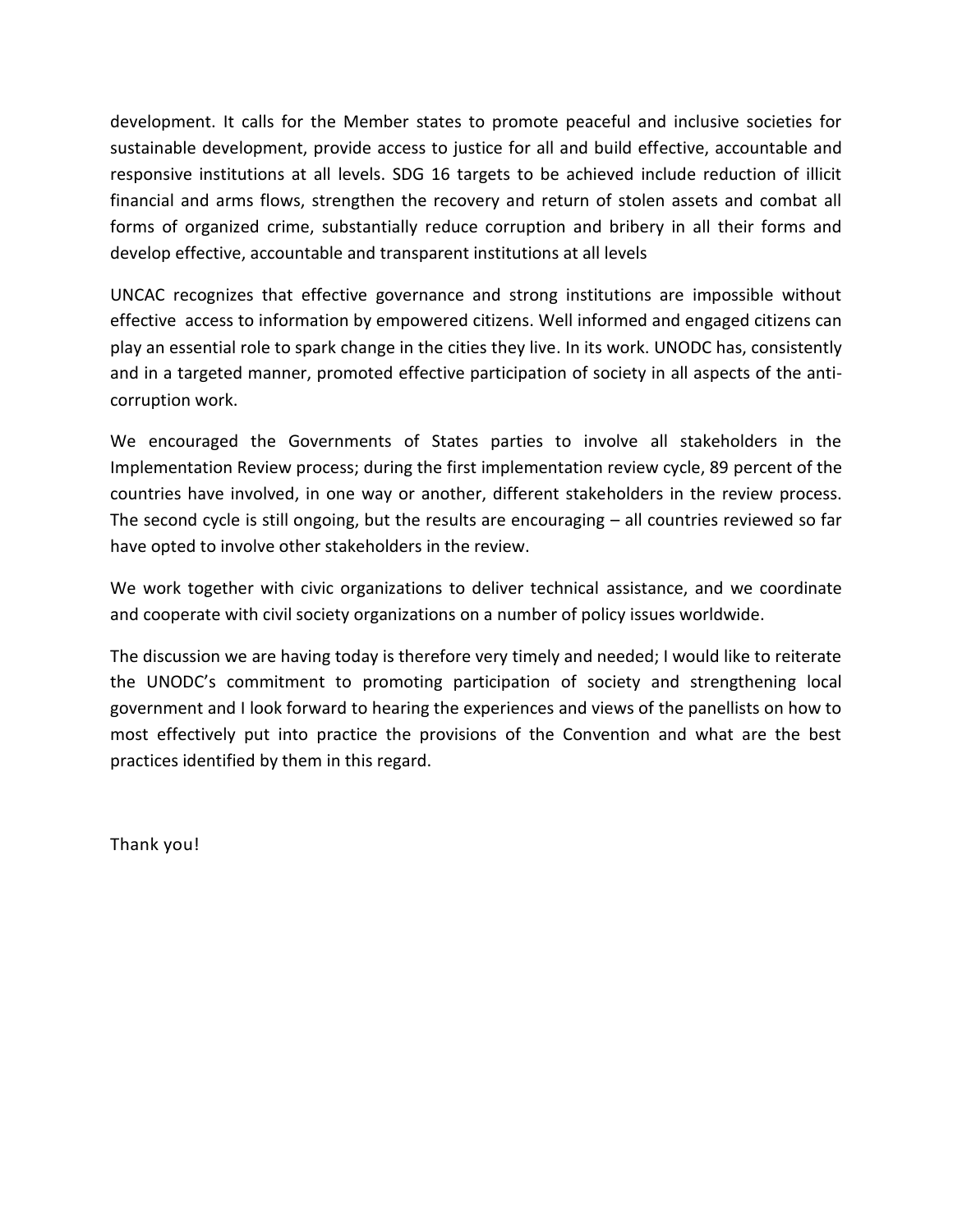development. It calls for the Member states to promote peaceful and inclusive societies for sustainable development, provide access to justice for all and build effective, accountable and responsive institutions at all levels. SDG 16 targets to be achieved include reduction of illicit financial and arms flows, strengthen the recovery and return of stolen assets and combat all forms of organized crime, substantially reduce corruption and bribery in all their forms and develop effective, accountable and transparent institutions at all levels

UNCAC recognizes that effective governance and strong institutions are impossible without effective access to information by empowered citizens. Well informed and engaged citizens can play an essential role to spark change in the cities they live. In its work. UNODC has, consistently and in a targeted manner, promoted effective participation of society in all aspects of the anti-corruption work.

We encouraged the Governments of States parties to involve all stakeholders in the Implementation Review process; during the first implementation review cycle, 89 percent of the countries have involved, in one way or another, different stakeholders in the review process. The second cycle is still ongoing, but the results are encouraging – all countries reviewed so far have opted to involve other stakeholders in the review.

We work together with civic organizations to deliver technical assistance, and we coordinate and cooperate with civil society organizations on a number of policy issues worldwide.

The discussion we are having today is therefore very timely and needed; I would like to reiterate the UNODC's commitment to promoting participation of society and strengthening local government and I look forward to hearing the experiences and views of the panellists on how to most effectively put into practice the provisions of the Convention and what are the best practices identified by them in this regard.

Thank you!